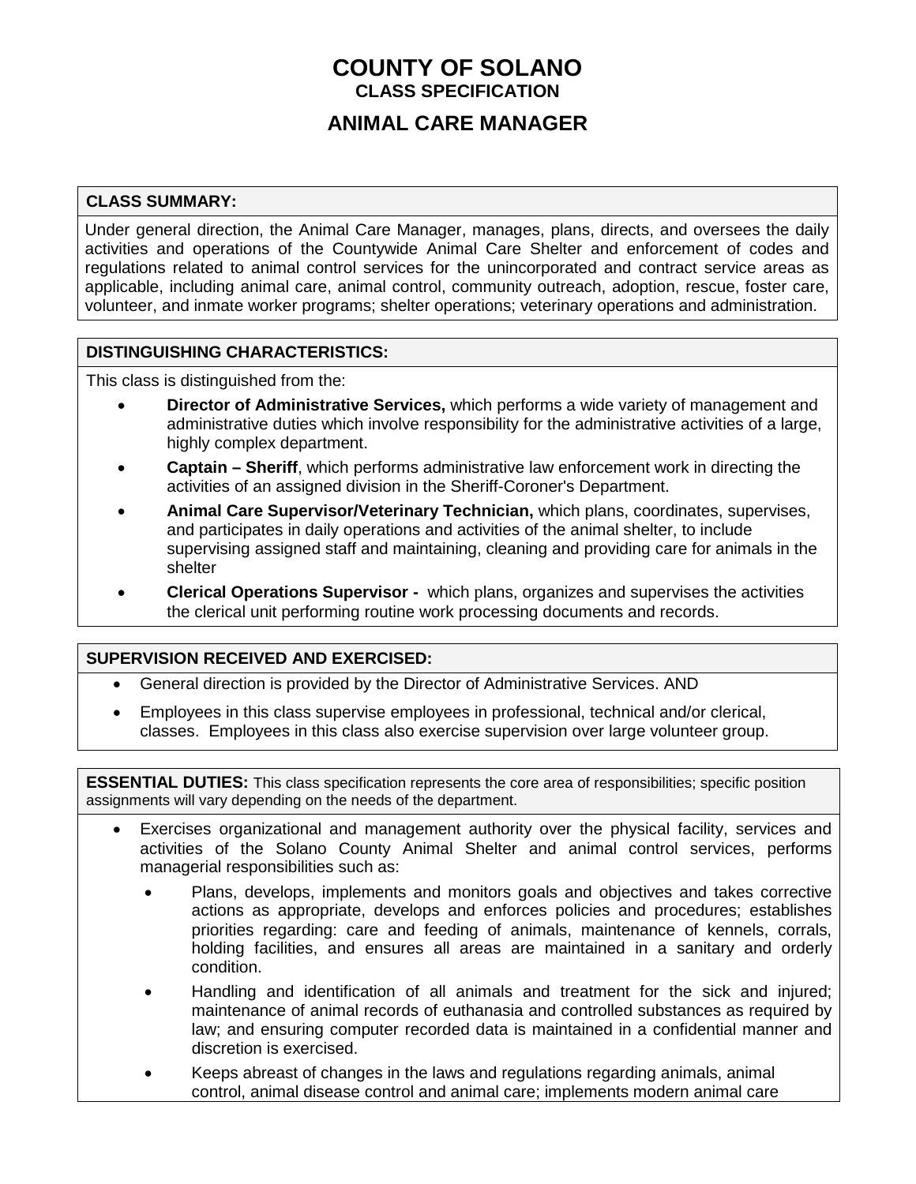# COUNTY OF SOLANO

## CLASS SPECIFICATION

## ANIMAL CARE MANAGER

**CLASS SUMMARY:**

Under general direction, the Animal Care Manager, manages, plans, directs, and oversees the daily activities and operations of the Countywide Animal Care Shelter and enforcement of codes and regulations related to animal control services for the unincorporated and contract service areas as applicable, including animal care, animal control, community outreach, adoption, rescue, foster care, volunteer, and inmate worker programs; shelter operations; veterinary operations and administration.

**DISTINGUISHING CHARACTERISTICS:**

This class is distinguished from the:

- **Director of Administrative Services,** which performs a wide variety of management and administrative duties which involve responsibility for the administrative activities of a large, highly complex department.
- **Captain – Sheriff**, which performs administrative law enforcement work in directing the activities of an assigned division in the Sheriff-Coroner's Department.
- **Animal Care Supervisor/Veterinary Technician,** which plans, coordinates, supervises, and participates in daily operations and activities of the animal shelter, to include supervising assigned staff and maintaining, cleaning and providing care for animals in the shelter
- **Clerical Operations Supervisor -** which plans, organizes and supervises the activities the clerical unit performing routine work processing documents and records.

**SUPERVISION RECEIVED AND EXERCISED:**

- General direction is provided by the Director of Administrative Services. AND
- Employees in this class supervise employees in professional, technical and/or clerical, classes. Employees in this class also exercise supervision over large volunteer group.

**ESSENTIAL DUTIES:** This class specification represents the core area of responsibilities; specific position assignments will vary depending on the needs of the department.

- Exercises organizational and management authority over the physical facility, services and activities of the Solano County Animal Shelter and animal control services, performs managerial responsibilities such as:
  - Plans, develops, implements and monitors goals and objectives and takes corrective actions as appropriate, develops and enforces policies and procedures; establishes priorities regarding: care and feeding of animals, maintenance of kennels, corrals, holding facilities, and ensures all areas are maintained in a sanitary and orderly condition.
  - Handling and identification of all animals and treatment for the sick and injured; maintenance of animal records of euthanasia and controlled substances as required by law; and ensuring computer recorded data is maintained in a confidential manner and discretion is exercised.
  - Keeps abreast of changes in the laws and regulations regarding animals, animal control, animal disease control and animal care; implements modern animal care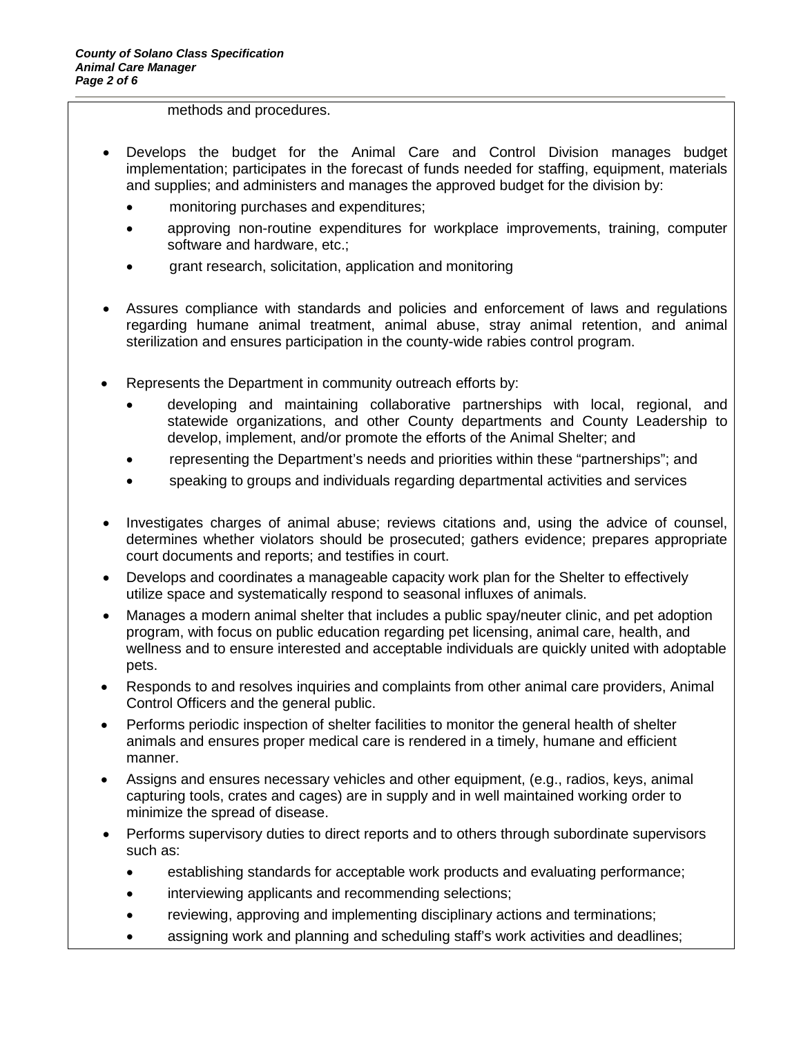methods and procedures.

- Develops the budget for the Animal Care and Control Division manages budget implementation; participates in the forecast of funds needed for staffing, equipment, materials and supplies; and administers and manages the approved budget for the division by:
  - monitoring purchases and expenditures;
  - approving non-routine expenditures for workplace improvements, training, computer software and hardware, etc.;
  - grant research, solicitation, application and monitoring

- Assures compliance with standards and policies and enforcement of laws and regulations regarding humane animal treatment, animal abuse, stray animal retention, and animal sterilization and ensures participation in the county-wide rabies control program.

- Represents the Department in community outreach efforts by:
  - developing and maintaining collaborative partnerships with local, regional, and statewide organizations, and other County departments and County Leadership to develop, implement, and/or promote the efforts of the Animal Shelter; and
  - representing the Department's needs and priorities within these "partnerships"; and
  - speaking to groups and individuals regarding departmental activities and services

- Investigates charges of animal abuse; reviews citations and, using the advice of counsel, determines whether violators should be prosecuted; gathers evidence; prepares appropriate court documents and reports; and testifies in court.
- Develops and coordinates a manageable capacity work plan for the Shelter to effectively utilize space and systematically respond to seasonal influxes of animals.
- Manages a modern animal shelter that includes a public spay/neuter clinic, and pet adoption program, with focus on public education regarding pet licensing, animal care, health, and wellness and to ensure interested and acceptable individuals are quickly united with adoptable pets.
- Responds to and resolves inquiries and complaints from other animal care providers, Animal Control Officers and the general public.
- Performs periodic inspection of shelter facilities to monitor the general health of shelter animals and ensures proper medical care is rendered in a timely, humane and efficient manner.
- Assigns and ensures necessary vehicles and other equipment, (e.g., radios, keys, animal capturing tools, crates and cages) are in supply and in well maintained working order to minimize the spread of disease.
- Performs supervisory duties to direct reports and to others through subordinate supervisors such as:
  - establishing standards for acceptable work products and evaluating performance;
  - interviewing applicants and recommending selections;
  - reviewing, approving and implementing disciplinary actions and terminations;
  - assigning work and planning and scheduling staff's work activities and deadlines;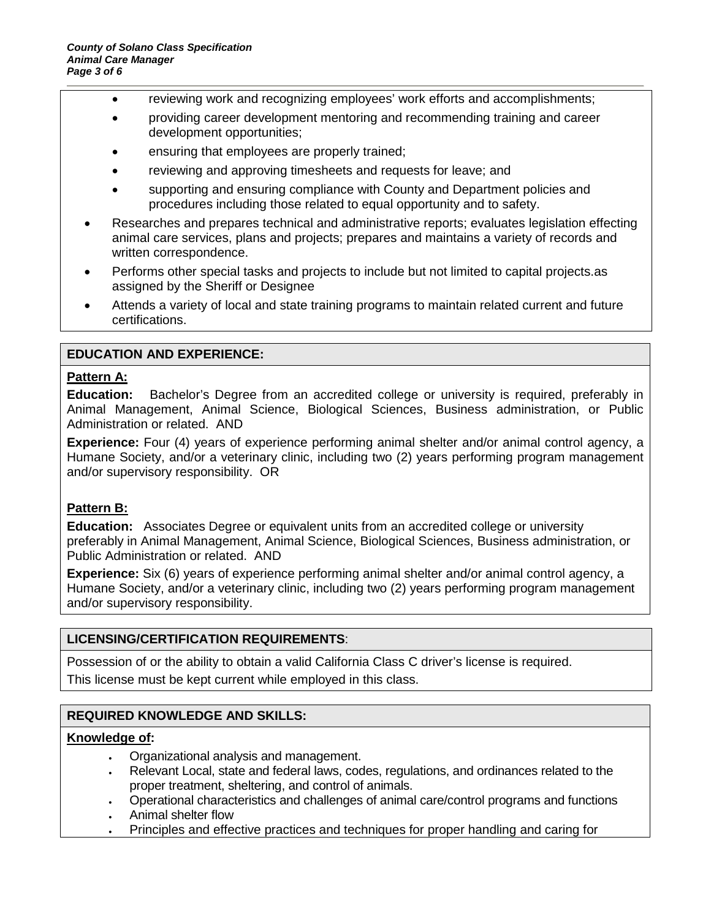- reviewing work and recognizing employees' work efforts and accomplishments;
  - providing career development mentoring and recommending training and career development opportunities;
  - ensuring that employees are properly trained;
  - reviewing and approving timesheets and requests for leave; and
  - supporting and ensuring compliance with County and Department policies and procedures including those related to equal opportunity and to safety.
- Researches and prepares technical and administrative reports; evaluates legislation effecting animal care services, plans and projects; prepares and maintains a variety of records and written correspondence.
- Performs other special tasks and projects to include but not limited to capital projects.as assigned by the Sheriff or Designee
- Attends a variety of local and state training programs to maintain related current and future certifications.

## EDUCATION AND EXPERIENCE:

**Pattern A:**

**Education:** Bachelor's Degree from an accredited college or university is required, preferably in Animal Management, Animal Science, Biological Sciences, Business administration, or Public Administration or related. AND

**Experience:** Four (4) years of experience performing animal shelter and/or animal control agency, a Humane Society, and/or a veterinary clinic, including two (2) years performing program management and/or supervisory responsibility. OR

**Pattern B:**

**Education:** Associates Degree or equivalent units from an accredited college or university preferably in Animal Management, Animal Science, Biological Sciences, Business administration, or Public Administration or related. AND

**Experience:** Six (6) years of experience performing animal shelter and/or animal control agency, a Humane Society, and/or a veterinary clinic, including two (2) years performing program management and/or supervisory responsibility.

## LICENSING/CERTIFICATION REQUIREMENTS:

Possession of or the ability to obtain a valid California Class C driver's license is required.
This license must be kept current while employed in this class.

## REQUIRED KNOWLEDGE AND SKILLS:

**Knowledge of:**

- Organizational analysis and management.
- Relevant Local, state and federal laws, codes, regulations, and ordinances related to the proper treatment, sheltering, and control of animals.
- Operational characteristics and challenges of animal care/control programs and functions
- Animal shelter flow
- Principles and effective practices and techniques for proper handling and caring for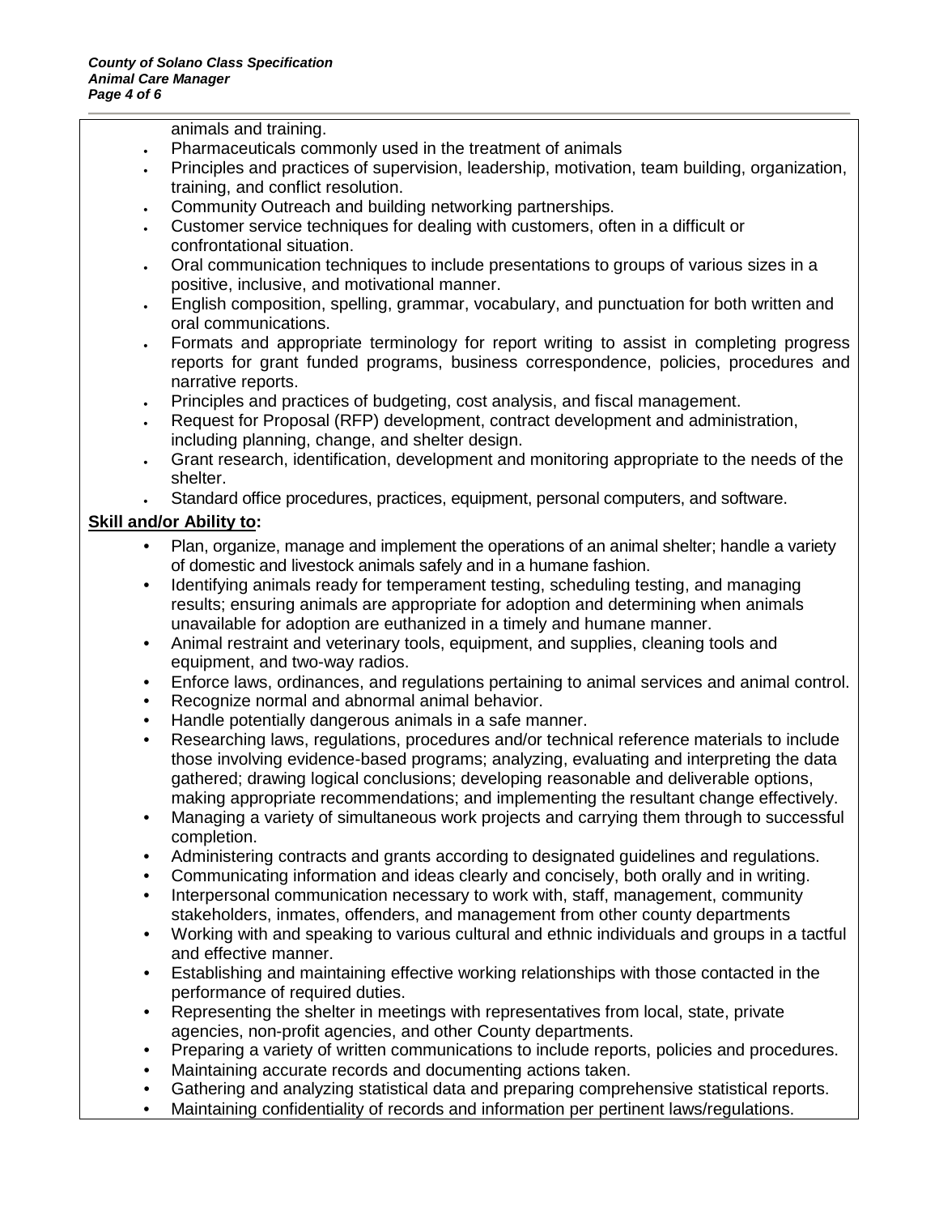animals and training.

- Pharmaceuticals commonly used in the treatment of animals
- Principles and practices of supervision, leadership, motivation, team building, organization, training, and conflict resolution.
- Community Outreach and building networking partnerships.
- Customer service techniques for dealing with customers, often in a difficult or confrontational situation.
- Oral communication techniques to include presentations to groups of various sizes in a positive, inclusive, and motivational manner.
- English composition, spelling, grammar, vocabulary, and punctuation for both written and oral communications.
- Formats and appropriate terminology for report writing to assist in completing progress reports for grant funded programs, business correspondence, policies, procedures and narrative reports.
- Principles and practices of budgeting, cost analysis, and fiscal management.
- Request for Proposal (RFP) development, contract development and administration, including planning, change, and shelter design.
- Grant research, identification, development and monitoring appropriate to the needs of the shelter.
- Standard office procedures, practices, equipment, personal computers, and software.

**Skill and/or Ability to:**

- Plan, organize, manage and implement the operations of an animal shelter; handle a variety of domestic and livestock animals safely and in a humane fashion.
- Identifying animals ready for temperament testing, scheduling testing, and managing results; ensuring animals are appropriate for adoption and determining when animals unavailable for adoption are euthanized in a timely and humane manner.
- Animal restraint and veterinary tools, equipment, and supplies, cleaning tools and equipment, and two-way radios.
- Enforce laws, ordinances, and regulations pertaining to animal services and animal control.
- Recognize normal and abnormal animal behavior.
- Handle potentially dangerous animals in a safe manner.
- Researching laws, regulations, procedures and/or technical reference materials to include those involving evidence-based programs; analyzing, evaluating and interpreting the data gathered; drawing logical conclusions; developing reasonable and deliverable options, making appropriate recommendations; and implementing the resultant change effectively.
- Managing a variety of simultaneous work projects and carrying them through to successful completion.
- Administering contracts and grants according to designated guidelines and regulations.
- Communicating information and ideas clearly and concisely, both orally and in writing.
- Interpersonal communication necessary to work with, staff, management, community stakeholders, inmates, offenders, and management from other county departments
- Working with and speaking to various cultural and ethnic individuals and groups in a tactful and effective manner.
- Establishing and maintaining effective working relationships with those contacted in the performance of required duties.
- Representing the shelter in meetings with representatives from local, state, private agencies, non-profit agencies, and other County departments.
- Preparing a variety of written communications to include reports, policies and procedures.
- Maintaining accurate records and documenting actions taken.
- Gathering and analyzing statistical data and preparing comprehensive statistical reports.
- Maintaining confidentiality of records and information per pertinent laws/regulations.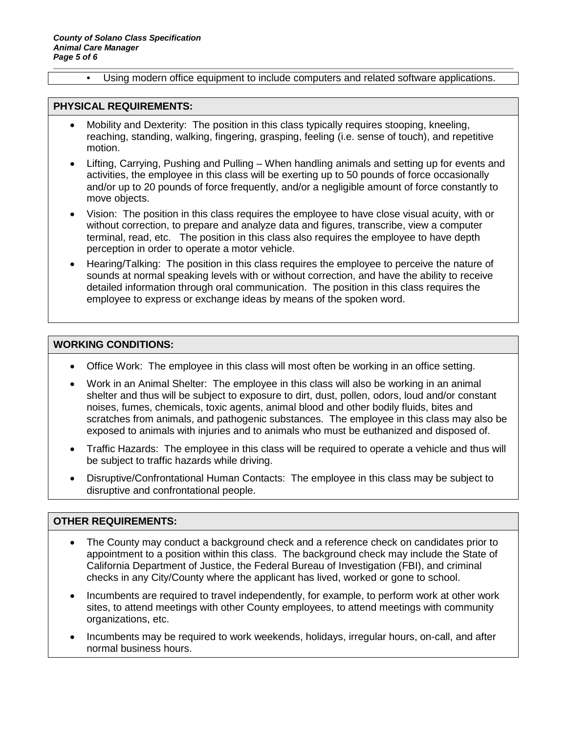- Using modern office equipment to include computers and related software applications.

## PHYSICAL REQUIREMENTS:

- Mobility and Dexterity: The position in this class typically requires stooping, kneeling, reaching, standing, walking, fingering, grasping, feeling (i.e. sense of touch), and repetitive motion.
- Lifting, Carrying, Pushing and Pulling – When handling animals and setting up for events and activities, the employee in this class will be exerting up to 50 pounds of force occasionally and/or up to 20 pounds of force frequently, and/or a negligible amount of force constantly to move objects.
- Vision: The position in this class requires the employee to have close visual acuity, with or without correction, to prepare and analyze data and figures, transcribe, view a computer terminal, read, etc. The position in this class also requires the employee to have depth perception in order to operate a motor vehicle.
- Hearing/Talking: The position in this class requires the employee to perceive the nature of sounds at normal speaking levels with or without correction, and have the ability to receive detailed information through oral communication. The position in this class requires the employee to express or exchange ideas by means of the spoken word.

## WORKING CONDITIONS:

- Office Work: The employee in this class will most often be working in an office setting.
- Work in an Animal Shelter: The employee in this class will also be working in an animal shelter and thus will be subject to exposure to dirt, dust, pollen, odors, loud and/or constant noises, fumes, chemicals, toxic agents, animal blood and other bodily fluids, bites and scratches from animals, and pathogenic substances. The employee in this class may also be exposed to animals with injuries and to animals who must be euthanized and disposed of.
- Traffic Hazards: The employee in this class will be required to operate a vehicle and thus will be subject to traffic hazards while driving.
- Disruptive/Confrontational Human Contacts: The employee in this class may be subject to disruptive and confrontational people.

## OTHER REQUIREMENTS:

- The County may conduct a background check and a reference check on candidates prior to appointment to a position within this class. The background check may include the State of California Department of Justice, the Federal Bureau of Investigation (FBI), and criminal checks in any City/County where the applicant has lived, worked or gone to school.
- Incumbents are required to travel independently, for example, to perform work at other work sites, to attend meetings with other County employees, to attend meetings with community organizations, etc.
- Incumbents may be required to work weekends, holidays, irregular hours, on-call, and after normal business hours.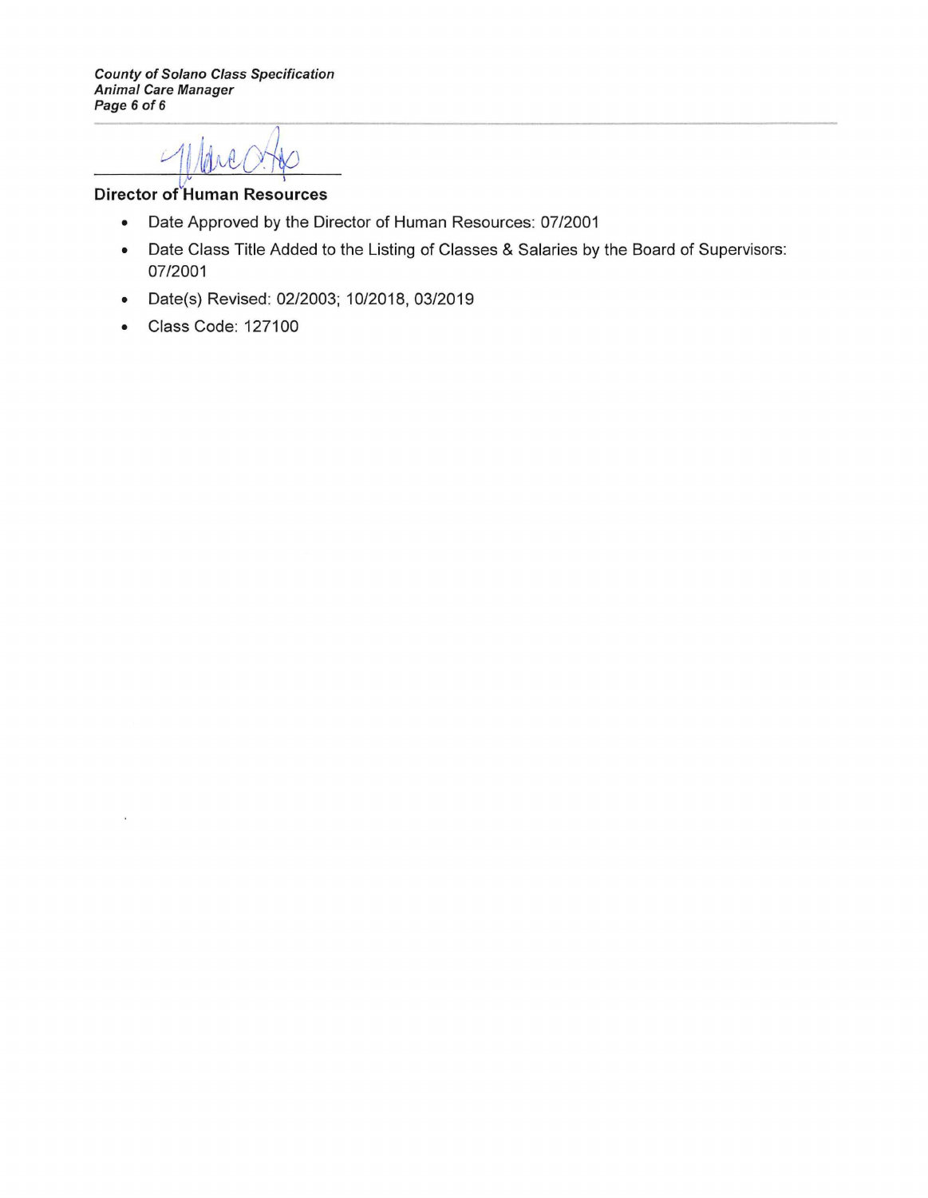**Director of Human Resources**

- Date Approved by the Director of Human Resources: 07/2001
- Date Class Title Added to the Listing of Classes & Salaries by the Board of Supervisors: 07/2001
- Date(s) Revised: 02/2003; 10/2018, 03/2019
- Class Code: 127100